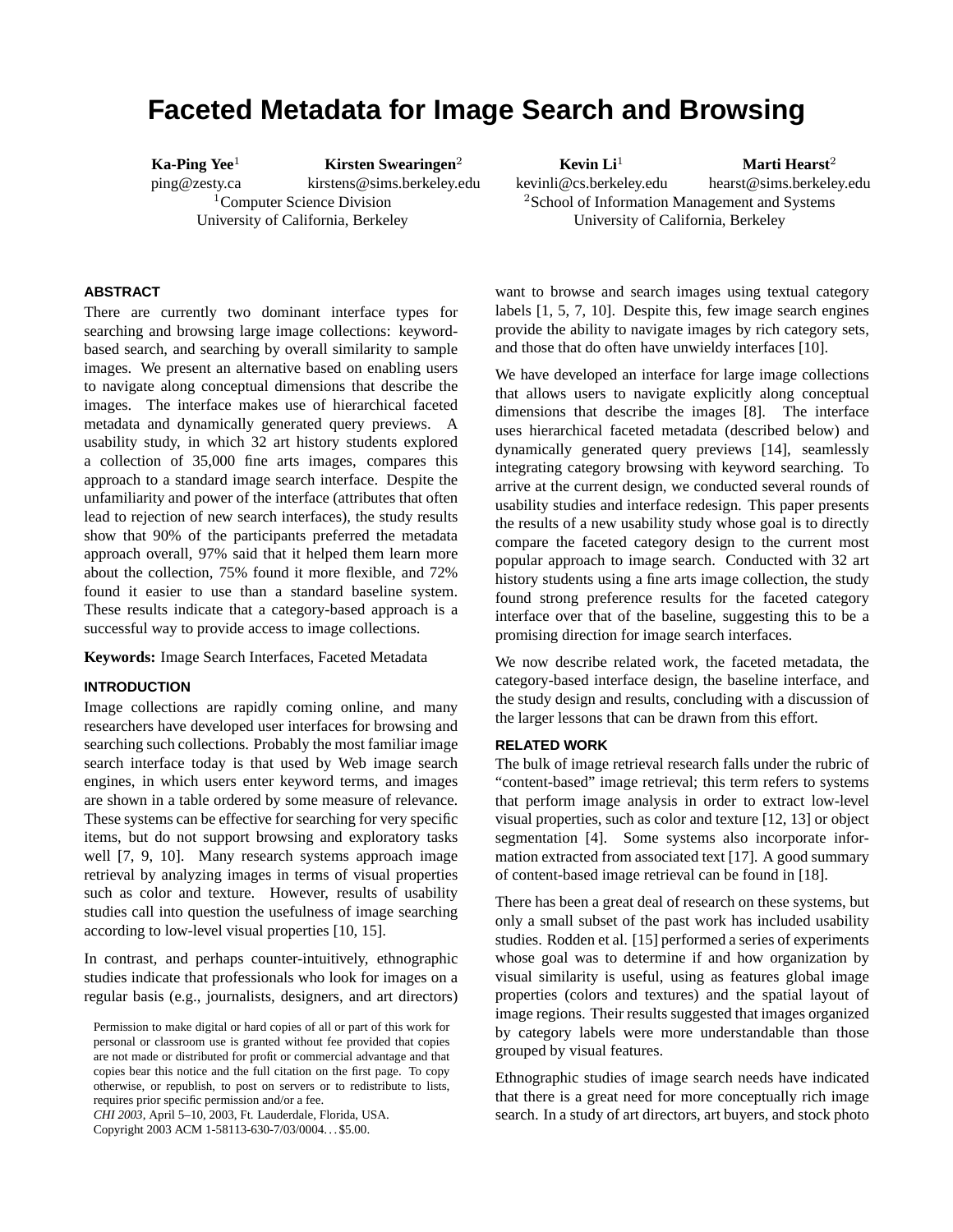# Faceted Metadata for Image Search and Browsing

**Ka-Ping Yee**[1] ping@zesty.ca
**Kirsten Swearingen**[2] kirstens@sims.berkeley.edu
**Kevin Li**[1] kevinli@cs.berkeley.edu
**Marti Hearst**[2] hearst@sims.berkeley.edu

[1]Computer Science Division, University of California, Berkeley
[2]School of Information Management and Systems, University of California, Berkeley

## ABSTRACT

There are currently two dominant interface types for searching and browsing large image collections: keyword-based search, and searching by overall similarity to sample images. We present an alternative based on enabling users to navigate along conceptual dimensions that describe the images. The interface makes use of hierarchical faceted metadata and dynamically generated query previews. A usability study, in which 32 art history students explored a collection of 35,000 fine arts images, compares this approach to a standard image search interface. Despite the unfamiliarity and power of the interface (attributes that often lead to rejection of new search interfaces), the study results show that 90% of the participants preferred the metadata approach overall, 97% said that it helped them learn more about the collection, 75% found it more flexible, and 72% found it easier to use than a standard baseline system. These results indicate that a category-based approach is a successful way to provide access to image collections.

**Keywords:** Image Search Interfaces, Faceted Metadata

## INTRODUCTION

Image collections are rapidly coming online, and many researchers have developed user interfaces for browsing and searching such collections. Probably the most familiar image search interface today is that used by Web image search engines, in which users enter keyword terms, and images are shown in a table ordered by some measure of relevance. These systems can be effective for searching for very specific items, but do not support browsing and exploratory tasks well [7, 9, 10]. Many research systems approach image retrieval by analyzing images in terms of visual properties such as color and texture. However, results of usability studies call into question the usefulness of image searching according to low-level visual properties [10, 15].

In contrast, and perhaps counter-intuitively, ethnographic studies indicate that professionals who look for images on a regular basis (e.g., journalists, designers, and art directors) want to browse and search images using textual category labels [1, 5, 7, 10]. Despite this, few image search engines provide the ability to navigate images by rich category sets, and those that do often have unwieldy interfaces [10].

We have developed an interface for large image collections that allows users to navigate explicitly along conceptual dimensions that describe the images [8]. The interface uses hierarchical faceted metadata (described below) and dynamically generated query previews [14], seamlessly integrating category browsing with keyword searching. To arrive at the current design, we conducted several rounds of usability studies and interface redesign. This paper presents the results of a new usability study whose goal is to directly compare the faceted category design to the current most popular approach to image search. Conducted with 32 art history students using a fine arts image collection, the study found strong preference results for the faceted category interface over that of the baseline, suggesting this to be a promising direction for image search interfaces.

We now describe related work, the faceted metadata, the category-based interface design, the baseline interface, and the study design and results, concluding with a discussion of the larger lessons that can be drawn from this effort.

## RELATED WORK

The bulk of image retrieval research falls under the rubric of "content-based" image retrieval; this term refers to systems that perform image analysis in order to extract low-level visual properties, such as color and texture [12, 13] or object segmentation [4]. Some systems also incorporate information extracted from associated text [17]. A good summary of content-based image retrieval can be found in [18].

There has been a great deal of research on these systems, but only a small subset of the past work has included usability studies. Rodden et al. [15] performed a series of experiments whose goal was to determine if and how organization by visual similarity is useful, using as features global image properties (colors and textures) and the spatial layout of image regions. Their results suggested that images organized by category labels were more understandable than those grouped by visual features.

Ethnographic studies of image search needs have indicated that there is a great need for more conceptually rich image search. In a study of art directors, art buyers, and stock photo

Permission to make digital or hard copies of all or part of this work for personal or classroom use is granted without fee provided that copies are not made or distributed for profit or commercial advantage and that copies bear this notice and the full citation on the first page. To copy otherwise, or republish, to post on servers or to redistribute to lists, requires prior specific permission and/or a fee.
*CHI 2003,* April 5–10, 2003, Ft. Lauderdale, Florida, USA.
Copyright 2003 ACM 1-58113-630-7/03/0004. . . $5.00.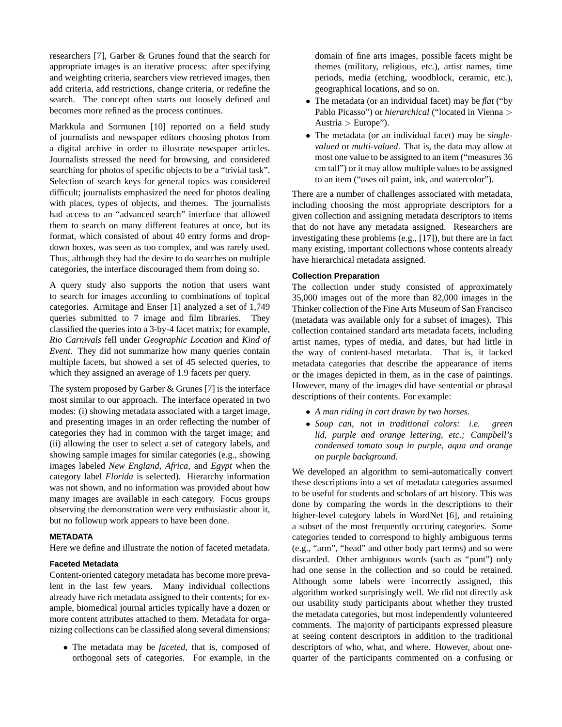researchers [7], Garber & Grunes found that the search for appropriate images is an iterative process: after specifying and weighting criteria, searchers view retrieved images, then add criteria, add restrictions, change criteria, or redefine the search. The concept often starts out loosely defined and becomes more refined as the process continues.

Markkula and Sormunen [10] reported on a field study of journalists and newspaper editors choosing photos from a digital archive in order to illustrate newspaper articles. Journalists stressed the need for browsing, and considered searching for photos of specific objects to be a "trivial task". Selection of search keys for general topics was considered difficult; journalists emphasized the need for photos dealing with places, types of objects, and themes. The journalists had access to an "advanced search" interface that allowed them to search on many different features at once, but its format, which consisted of about 40 entry forms and drop-down boxes, was seen as too complex, and was rarely used. Thus, although they had the desire to do searches on multiple categories, the interface discouraged them from doing so.

A query study also supports the notion that users want to search for images according to combinations of topical categories. Armitage and Enser [1] analyzed a set of 1,749 queries submitted to 7 image and film libraries. They classified the queries into a 3-by-4 facet matrix; for example, *Rio Carnivals* fell under *Geographic Location* and *Kind of Event*. They did not summarize how many queries contain multiple facets, but showed a set of 45 selected queries, to which they assigned an average of 1.9 facets per query.

The system proposed by Garber & Grunes [7] is the interface most similar to our approach. The interface operated in two modes: (i) showing metadata associated with a target image, and presenting images in an order reflecting the number of categories they had in common with the target image; and (ii) allowing the user to select a set of category labels, and showing sample images for similar categories (e.g., showing images labeled *New England*, *Africa*, and *Egypt* when the category label *Florida* is selected). Hierarchy information was not shown, and no information was provided about how many images are available in each category. Focus groups observing the demonstration were very enthusiastic about it, but no followup work appears to have been done.

## METADATA

Here we define and illustrate the notion of faceted metadata.

### Faceted Metadata

Content-oriented category metadata has become more prevalent in the last few years. Many individual collections already have rich metadata assigned to their contents; for example, biomedical journal articles typically have a dozen or more content attributes attached to them. Metadata for organizing collections can be classified along several dimensions:

- The metadata may be *faceted*, that is, composed of orthogonal sets of categories. For example, in the domain of fine arts images, possible facets might be themes (military, religious, etc.), artist names, time periods, media (etching, woodblock, ceramic, etc.), geographical locations, and so on.
- The metadata (or an individual facet) may be *flat* ("by Pablo Picasso") or *hierarchical* ("located in Vienna > Austria > Europe").
- The metadata (or an individual facet) may be *single-valued* or *multi-valued*. That is, the data may allow at most one value to be assigned to an item ("measures 36 cm tall") or it may allow multiple values to be assigned to an item ("uses oil paint, ink, and watercolor").

There are a number of challenges associated with metadata, including choosing the most appropriate descriptors for a given collection and assigning metadata descriptors to items that do not have any metadata assigned. Researchers are investigating these problems (e.g., [17]), but there are in fact many existing, important collections whose contents already have hierarchical metadata assigned.

### Collection Preparation

The collection under study consisted of approximately 35,000 images out of the more than 82,000 images in the Thinker collection of the Fine Arts Museum of San Francisco (metadata was available only for a subset of images). This collection contained standard arts metadata facets, including artist names, types of media, and dates, but had little in the way of content-based metadata. That is, it lacked metadata categories that describe the appearance of items or the images depicted in them, as in the case of paintings. However, many of the images did have sentential or phrasal descriptions of their contents. For example:

- *A man riding in cart drawn by two horses.*
- *Soup can, not in traditional colors: i.e. green lid, purple and orange lettering, etc.; Campbell's condensed tomato soup in purple, aqua and orange on purple background.*

We developed an algorithm to semi-automatically convert these descriptions into a set of metadata categories assumed to be useful for students and scholars of art history. This was done by comparing the words in the descriptions to their higher-level category labels in WordNet [6], and retaining a subset of the most frequently occuring categories. Some categories tended to correspond to highly ambiguous terms (e.g., "arm", "head" and other body part terms) and so were discarded. Other ambiguous words (such as "punt") only had one sense in the collection and so could be retained. Although some labels were incorrectly assigned, this algorithm worked surprisingly well. We did not directly ask our usability study participants about whether they trusted the metadata categories, but most independently volunteered comments. The majority of participants expressed pleasure at seeing content descriptors in addition to the traditional descriptors of who, what, and where. However, about one-quarter of the participants commented on a confusing or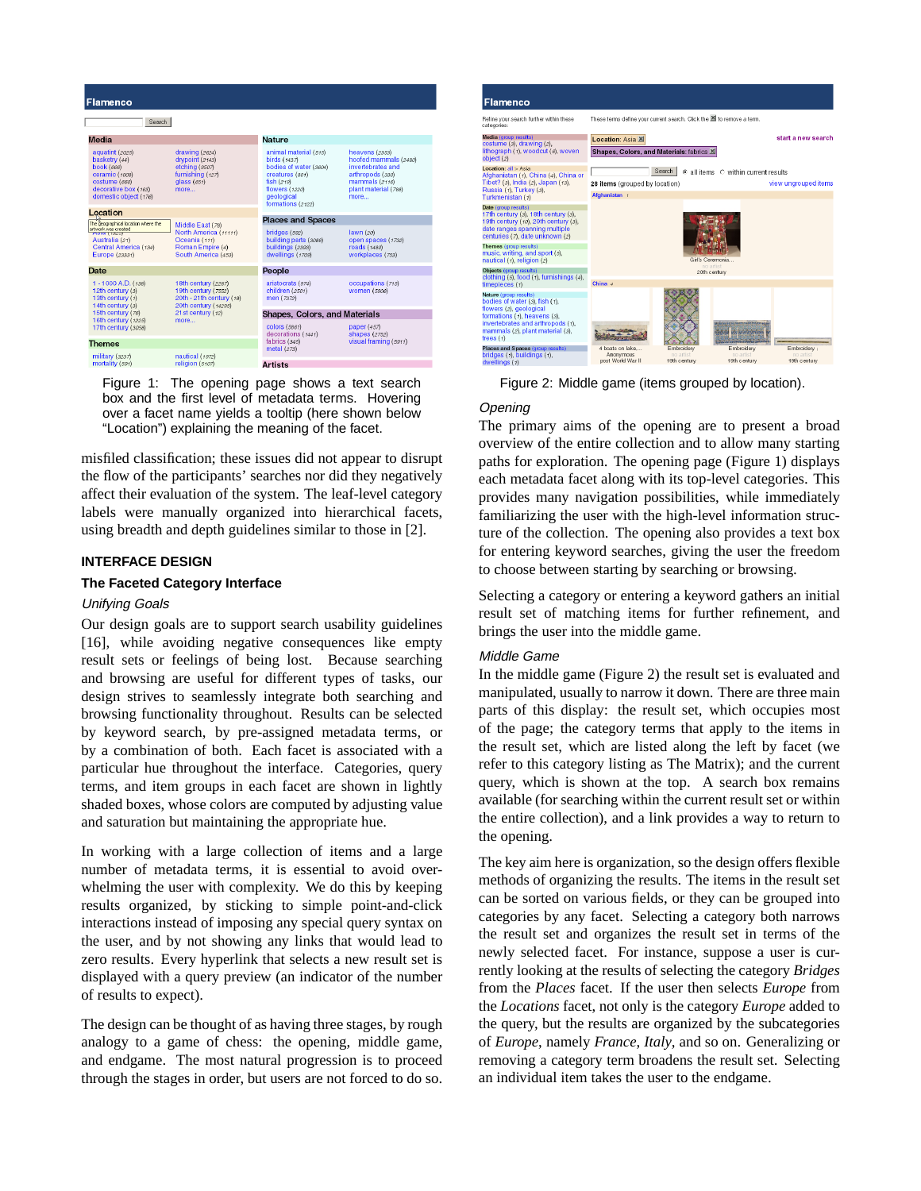Figure 1: The opening page shows a text search box and the first level of metadata terms. Hovering over a facet name yields a tooltip (here shown below "Location") explaining the meaning of the facet.

misfiled classification; these issues did not appear to disrupt the flow of the participants' searches nor did they negatively affect their evaluation of the system. The leaf-level category labels were manually organized into hierarchical facets, using breadth and depth guidelines similar to those in [2].

## INTERFACE DESIGN

### The Faceted Category Interface

*Unifying Goals*

Our design goals are to support search usability guidelines [16], while avoiding negative consequences like empty result sets or feelings of being lost. Because searching and browsing are useful for different types of tasks, our design strives to seamlessly integrate both searching and browsing functionality throughout. Results can be selected by keyword search, by pre-assigned metadata terms, or by a combination of both. Each facet is associated with a particular hue throughout the interface. Categories, query terms, and item groups in each facet are shown in lightly shaded boxes, whose colors are computed by adjusting value and saturation but maintaining the appropriate hue.

In working with a large collection of items and a large number of metadata terms, it is essential to avoid overwhelming the user with complexity. We do this by keeping results organized, by sticking to simple point-and-click interactions instead of imposing any special query syntax on the user, and by not showing any links that would lead to zero results. Every hyperlink that selects a new result set is displayed with a query preview (an indicator of the number of results to expect).

The design can be thought of as having three stages, by rough analogy to a game of chess: the opening, middle game, and endgame. The most natural progression is to proceed through the stages in order, but users are not forced to do so.

Figure 2: Middle game (items grouped by location).

*Opening*

The primary aims of the opening are to present a broad overview of the entire collection and to allow many starting paths for exploration. The opening page (Figure 1) displays each metadata facet along with its top-level categories. This provides many navigation possibilities, while immediately familiarizing the user with the high-level information structure of the collection. The opening also provides a text box for entering keyword searches, giving the user the freedom to choose between starting by searching or browsing.

Selecting a category or entering a keyword gathers an initial result set of matching items for further refinement, and brings the user into the middle game.

*Middle Game*

In the middle game (Figure 2) the result set is evaluated and manipulated, usually to narrow it down. There are three main parts of this display: the result set, which occupies most of the page; the category terms that apply to the items in the result set, which are listed along the left by facet (we refer to this category listing as The Matrix); and the current query, which is shown at the top. A search box remains available (for searching within the current result set or within the entire collection), and a link provides a way to return to the opening.

The key aim here is organization, so the design offers flexible methods of organizing the results. The items in the result set can be sorted on various fields, or they can be grouped into categories by any facet. Selecting a category both narrows the result set and organizes the result set in terms of the newly selected facet. For instance, suppose a user is currently looking at the results of selecting the category *Bridges* from the *Places* facet. If the user then selects *Europe* from the *Locations* facet, not only is the category *Europe* added to the query, but the results are organized by the subcategories of *Europe*, namely *France*, *Italy*, and so on. Generalizing or removing a category term broadens the result set. Selecting an individual item takes the user to the endgame.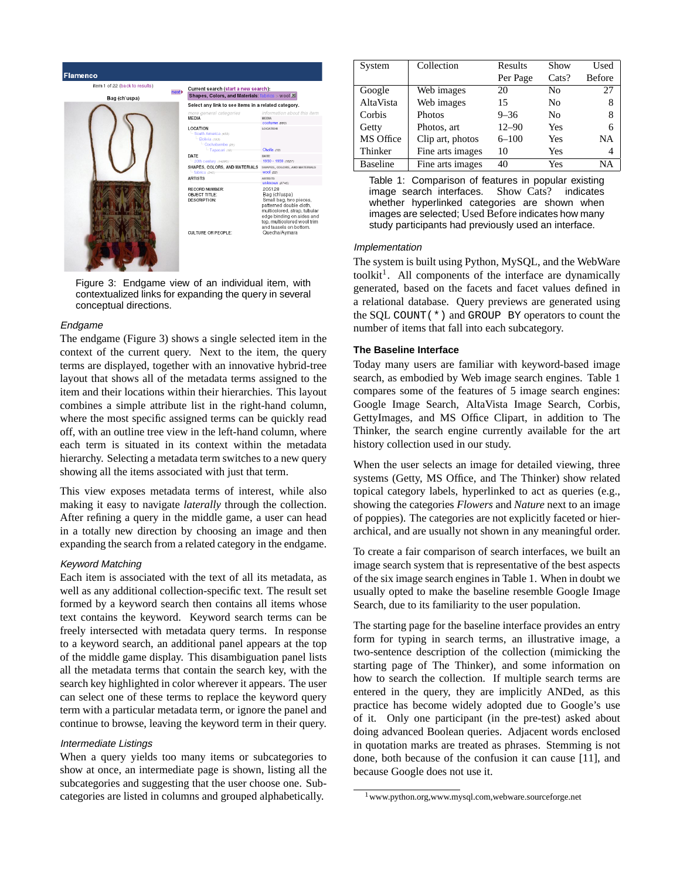Figure 3: Endgame view of an individual item, with contextualized links for expanding the query in several conceptual directions.

### Endgame

The endgame (Figure 3) shows a single selected item in the context of the current query. Next to the item, the query terms are displayed, together with an innovative hybrid-tree layout that shows all of the metadata terms assigned to the item and their locations within their hierarchies. This layout combines a simple attribute list in the right-hand column, where the most specific assigned terms can be quickly read off, with an outline tree view in the left-hand column, where each term is situated in its context within the metadata hierarchy. Selecting a metadata term switches to a new query showing all the items associated with just that term.

This view exposes metadata terms of interest, while also making it easy to navigate *laterally* through the collection. After refining a query in the middle game, a user can head in a totally new direction by choosing an image and then expanding the search from a related category in the endgame.

### Keyword Matching

Each item is associated with the text of all its metadata, as well as any additional collection-specific text. The result set formed by a keyword search then contains all items whose text contains the keyword. Keyword search terms can be freely intersected with metadata query terms. In response to a keyword search, an additional panel appears at the top of the middle game display. This disambiguation panel lists all the metadata terms that contain the search key, with the search key highlighted in color wherever it appears. The user can select one of these terms to replace the keyword query term with a particular metadata term, or ignore the panel and continue to browse, leaving the keyword term in their query.

### Intermediate Listings

When a query yields too many items or subcategories to show at once, an intermediate page is shown, listing all the subcategories and suggesting that the user choose one. Subcategories are listed in columns and grouped alphabetically.

| System | Collection | Results Per Page | Show Cats? | Used Before |
|---|---|---|---|---|
| Google | Web images | 20 | No | 27 |
| AltaVista | Web images | 15 | No | 8 |
| Corbis | Photos | 9–36 | No | 8 |
| Getty | Photos, art | 12–90 | Yes | 6 |
| MS Office | Clip art, photos | 6–100 | Yes | NA |
| Thinker | Fine arts images | 10 | Yes | 4 |
| Baseline | Fine arts images | 40 | Yes | NA |

Table 1: Comparison of features in popular existing image search interfaces. Show Cats? indicates whether hyperlinked categories are shown when images are selected; Used Before indicates how many study participants had previously used an interface.

### Implementation

The system is built using Python, MySQL, and the WebWare toolkit[1]. All components of the interface are dynamically generated, based on the facets and facet values defined in a relational database. Query previews are generated using the SQL `COUNT(*)` and `GROUP BY` operators to count the number of items that fall into each subcategory.

## The Baseline Interface

Today many users are familiar with keyword-based image search, as embodied by Web image search engines. Table 1 compares some of the features of 5 image search engines: Google Image Search, AltaVista Image Search, Corbis, GettyImages, and MS Office Clipart, in addition to The Thinker, the search engine currently available for the art history collection used in our study.

When the user selects an image for detailed viewing, three systems (Getty, MS Office, and The Thinker) show related topical category labels, hyperlinked to act as queries (e.g., showing the categories *Flowers* and *Nature* next to an image of poppies). The categories are not explicitly faceted or hierarchical, and are usually not shown in any meaningful order.

To create a fair comparison of search interfaces, we built an image search system that is representative of the best aspects of the six image search engines in Table 1. When in doubt we usually opted to make the baseline resemble Google Image Search, due to its familiarity to the user population.

The starting page for the baseline interface provides an entry form for typing in search terms, an illustrative image, a two-sentence description of the collection (mimicking the starting page of The Thinker), and some information on how to search the collection. If multiple search terms are entered in the query, they are implicitly ANDed, as this practice has become widely adopted due to Google's use of it. Only one participant (in the pre-test) asked about doing advanced Boolean queries. Adjacent words enclosed in quotation marks are treated as phrases. Stemming is not done, both because of the confusion it can cause [11], and because Google does not use it.

[1] www.python.org,www.mysql.com,webware.sourceforge.net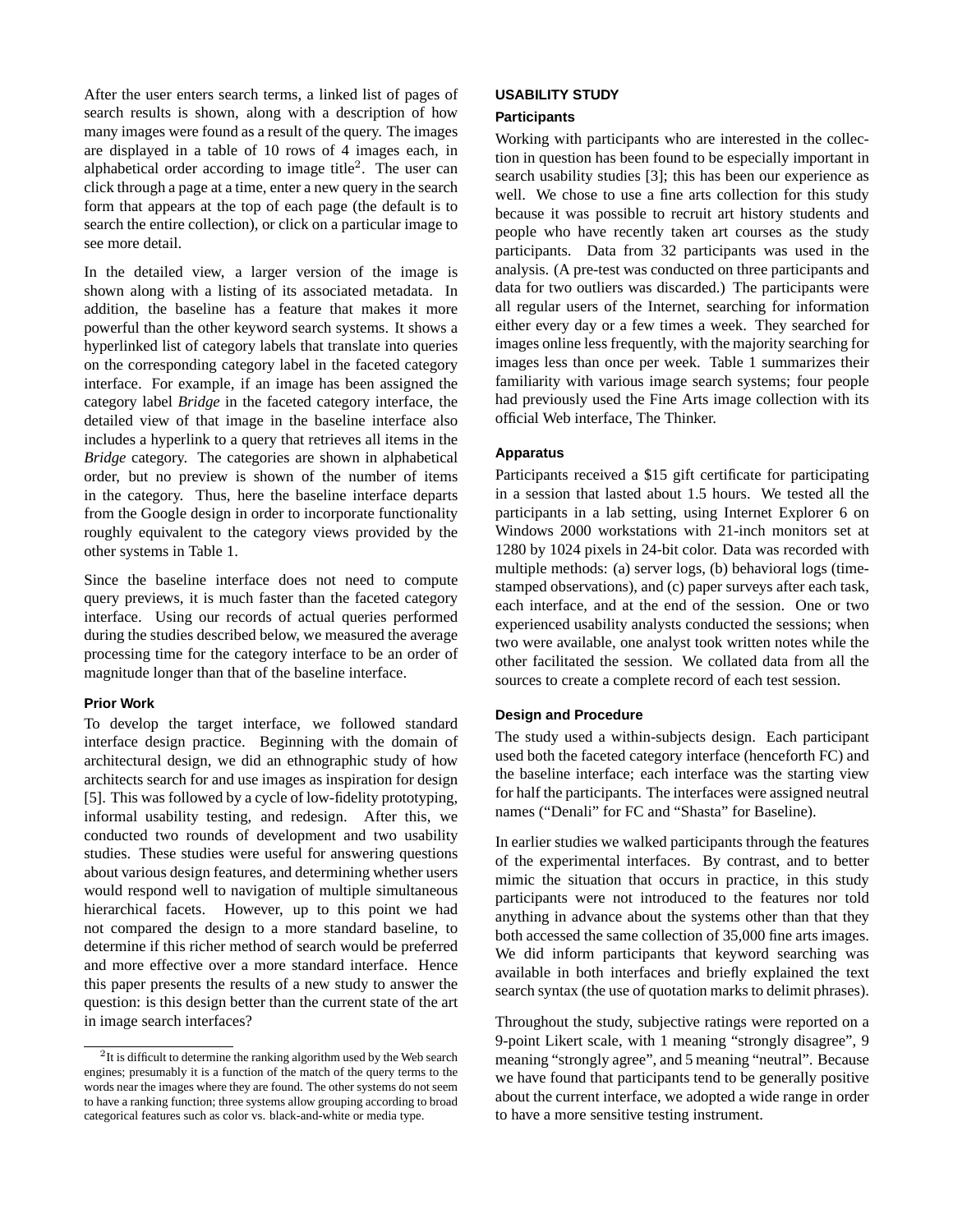After the user enters search terms, a linked list of pages of search results is shown, along with a description of how many images were found as a result of the query. The images are displayed in a table of 10 rows of 4 images each, in alphabetical order according to image title[2]. The user can click through a page at a time, enter a new query in the search form that appears at the top of each page (the default is to search the entire collection), or click on a particular image to see more detail.

In the detailed view, a larger version of the image is shown along with a listing of its associated metadata. In addition, the baseline has a feature that makes it more powerful than the other keyword search systems. It shows a hyperlinked list of category labels that translate into queries on the corresponding category label in the faceted category interface. For example, if an image has been assigned the category label *Bridge* in the faceted category interface, the detailed view of that image in the baseline interface also includes a hyperlink to a query that retrieves all items in the *Bridge* category. The categories are shown in alphabetical order, but no preview is shown of the number of items in the category. Thus, here the baseline interface departs from the Google design in order to incorporate functionality roughly equivalent to the category views provided by the other systems in Table 1.

Since the baseline interface does not need to compute query previews, it is much faster than the faceted category interface. Using our records of actual queries performed during the studies described below, we measured the average processing time for the category interface to be an order of magnitude longer than that of the baseline interface.

### Prior Work

To develop the target interface, we followed standard interface design practice. Beginning with the domain of architectural design, we did an ethnographic study of how architects search for and use images as inspiration for design [5]. This was followed by a cycle of low-fidelity prototyping, informal usability testing, and redesign. After this, we conducted two rounds of development and two usability studies. These studies were useful for answering questions about various design features, and determining whether users would respond well to navigation of multiple simultaneous hierarchical facets. However, up to this point we had not compared the design to a more standard baseline, to determine if this richer method of search would be preferred and more effective over a more standard interface. Hence this paper presents the results of a new study to answer the question: is this design better than the current state of the art in image search interfaces?

[2] It is difficult to determine the ranking algorithm used by the Web search engines; presumably it is a function of the match of the query terms to the words near the images where they are found. The other systems do not seem to have a ranking function; three systems allow grouping according to broad categorical features such as color vs. black-and-white or media type.

## USABILITY STUDY

### Participants

Working with participants who are interested in the collection in question has been found to be especially important in search usability studies [3]; this has been our experience as well. We chose to use a fine arts collection for this study because it was possible to recruit art history students and people who have recently taken art courses as the study participants. Data from 32 participants was used in the analysis. (A pre-test was conducted on three participants and data for two outliers was discarded.) The participants were all regular users of the Internet, searching for information either every day or a few times a week. They searched for images online less frequently, with the majority searching for images less than once per week. Table 1 summarizes their familiarity with various image search systems; four people had previously used the Fine Arts image collection with its official Web interface, The Thinker.

### Apparatus

Participants received a $15 gift certificate for participating in a session that lasted about 1.5 hours. We tested all the participants in a lab setting, using Internet Explorer 6 on Windows 2000 workstations with 21-inch monitors set at 1280 by 1024 pixels in 24-bit color. Data was recorded with multiple methods: (a) server logs, (b) behavioral logs (time-stamped observations), and (c) paper surveys after each task, each interface, and at the end of the session. One or two experienced usability analysts conducted the sessions; when two were available, one analyst took written notes while the other facilitated the session. We collated data from all the sources to create a complete record of each test session.

### Design and Procedure

The study used a within-subjects design. Each participant used both the faceted category interface (henceforth FC) and the baseline interface; each interface was the starting view for half the participants. The interfaces were assigned neutral names ("Denali" for FC and "Shasta" for Baseline).

In earlier studies we walked participants through the features of the experimental interfaces. By contrast, and to better mimic the situation that occurs in practice, in this study participants were not introduced to the features nor told anything in advance about the systems other than that they both accessed the same collection of 35,000 fine arts images. We did inform participants that keyword searching was available in both interfaces and briefly explained the text search syntax (the use of quotation marks to delimit phrases).

Throughout the study, subjective ratings were reported on a 9-point Likert scale, with 1 meaning "strongly disagree", 9 meaning "strongly agree", and 5 meaning "neutral". Because we have found that participants tend to be generally positive about the current interface, we adopted a wide range in order to have a more sensitive testing instrument.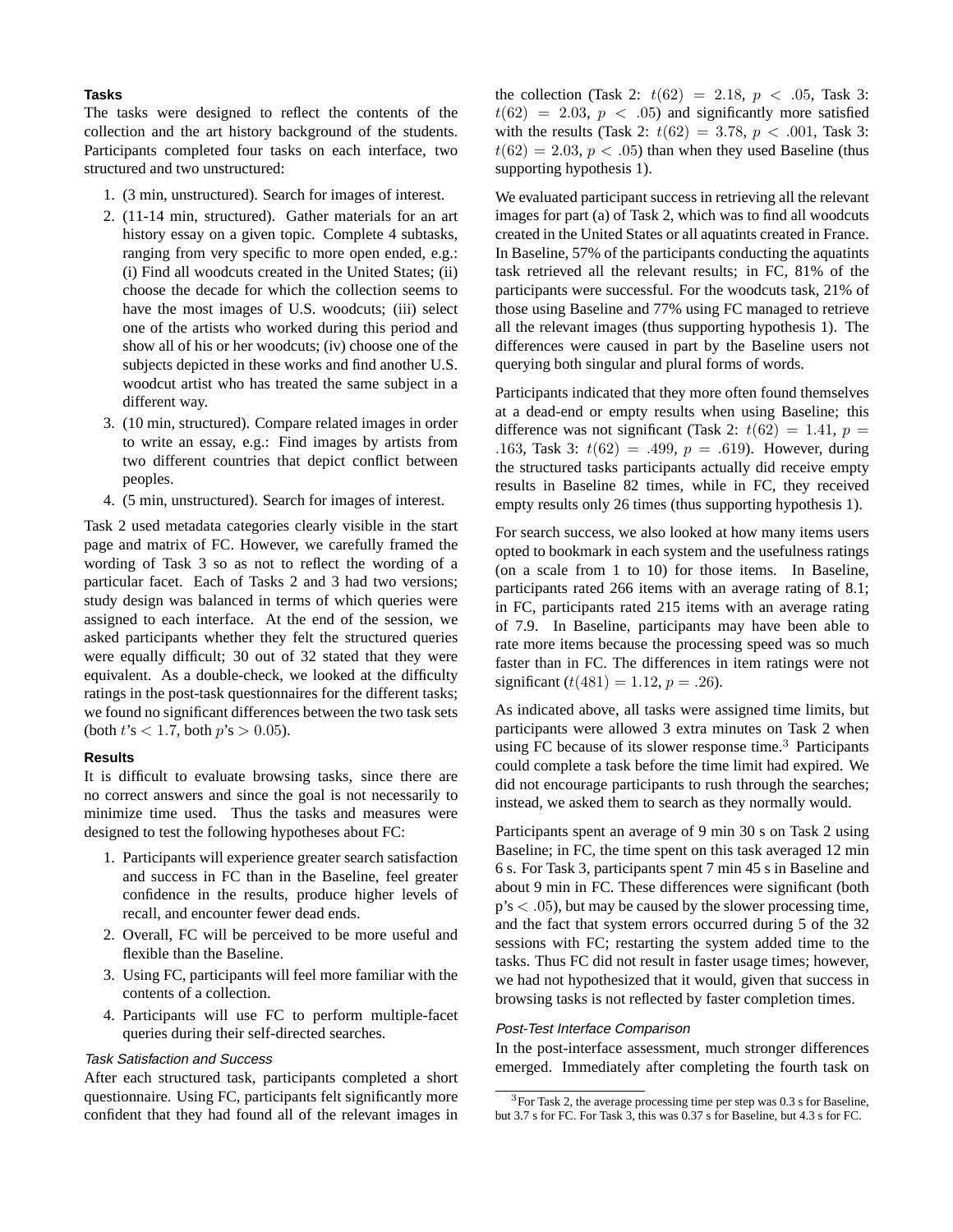### Tasks

The tasks were designed to reflect the contents of the collection and the art history background of the students. Participants completed four tasks on each interface, two structured and two unstructured:

1. (3 min, unstructured). Search for images of interest.
2. (11-14 min, structured). Gather materials for an art history essay on a given topic. Complete 4 subtasks, ranging from very specific to more open ended, e.g.: (i) Find all woodcuts created in the United States; (ii) choose the decade for which the collection seems to have the most images of U.S. woodcuts; (iii) select one of the artists who worked during this period and show all of his or her woodcuts; (iv) choose one of the subjects depicted in these works and find another U.S. woodcut artist who has treated the same subject in a different way.
3. (10 min, structured). Compare related images in order to write an essay, e.g.: Find images by artists from two different countries that depict conflict between peoples.
4. (5 min, unstructured). Search for images of interest.

Task 2 used metadata categories clearly visible in the start page and matrix of FC. However, we carefully framed the wording of Task 3 so as not to reflect the wording of a particular facet. Each of Tasks 2 and 3 had two versions; study design was balanced in terms of which queries were assigned to each interface. At the end of the session, we asked participants whether they felt the structured queries were equally difficult; 30 out of 32 stated that they were equivalent. As a double-check, we looked at the difficulty ratings in the post-task questionnaires for the different tasks; we found no significant differences between the two task sets (both $t$'s $< 1.7$, both $p$'s $> 0.05$).

### Results

It is difficult to evaluate browsing tasks, since there are no correct answers and since the goal is not necessarily to minimize time used. Thus the tasks and measures were designed to test the following hypotheses about FC:

1. Participants will experience greater search satisfaction and success in FC than in the Baseline, feel greater confidence in the results, produce higher levels of recall, and encounter fewer dead ends.
2. Overall, FC will be perceived to be more useful and flexible than the Baseline.
3. Using FC, participants will feel more familiar with the contents of a collection.
4. Participants will use FC to perform multiple-facet queries during their self-directed searches.

#### *Task Satisfaction and Success*

After each structured task, participants completed a short questionnaire. Using FC, participants felt significantly more confident that they had found all of the relevant images in the collection (Task 2: $t(62) = 2.18$, $p < .05$, Task 3: $t(62) = 2.03$, $p < .05$) and significantly more satisfied with the results (Task 2: $t(62) = 3.78$, $p < .001$, Task 3: $t(62) = 2.03$, $p < .05$) than when they used Baseline (thus supporting hypothesis 1).

We evaluated participant success in retrieving all the relevant images for part (a) of Task 2, which was to find all woodcuts created in the United States or all aquatints created in France. In Baseline, 57% of the participants conducting the aquatints task retrieved all the relevant results; in FC, 81% of the participants were successful. For the woodcuts task, 21% of those using Baseline and 77% using FC managed to retrieve all the relevant images (thus supporting hypothesis 1). The differences were caused in part by the Baseline users not querying both singular and plural forms of words.

Participants indicated that they more often found themselves at a dead-end or empty results when using Baseline; this difference was not significant (Task 2: $t(62) = 1.41$, $p = .163$, Task 3: $t(62) = .499$, $p = .619$). However, during the structured tasks participants actually did receive empty results in Baseline 82 times, while in FC, they received empty results only 26 times (thus supporting hypothesis 1).

For search success, we also looked at how many items users opted to bookmark in each system and the usefulness ratings (on a scale from 1 to 10) for those items. In Baseline, participants rated 266 items with an average rating of 8.1; in FC, participants rated 215 items with an average rating of 7.9. In Baseline, participants may have been able to rate more items because the processing speed was so much faster than in FC. The differences in item ratings were not significant ($t(481) = 1.12$, $p = .26$).

As indicated above, all tasks were assigned time limits, but participants were allowed 3 extra minutes on Task 2 when using FC because of its slower response time.[3] Participants could complete a task before the time limit had expired. We did not encourage participants to rush through the searches; instead, we asked them to search as they normally would.

Participants spent an average of 9 min 30 s on Task 2 using Baseline; in FC, the time spent on this task averaged 12 min 6 s. For Task 3, participants spent 7 min 45 s in Baseline and about 9 min in FC. These differences were significant (both p's $< .05$), but may be caused by the slower processing time, and the fact that system errors occurred during 5 of the 32 sessions with FC; restarting the system added time to the tasks. Thus FC did not result in faster usage times; however, we had not hypothesized that it would, given that success in browsing tasks is not reflected by faster completion times.

#### *Post-Test Interface Comparison*

In the post-interface assessment, much stronger differences emerged. Immediately after completing the fourth task on

[3] For Task 2, the average processing time per step was 0.3 s for Baseline, but 3.7 s for FC. For Task 3, this was 0.37 s for Baseline, but 4.3 s for FC.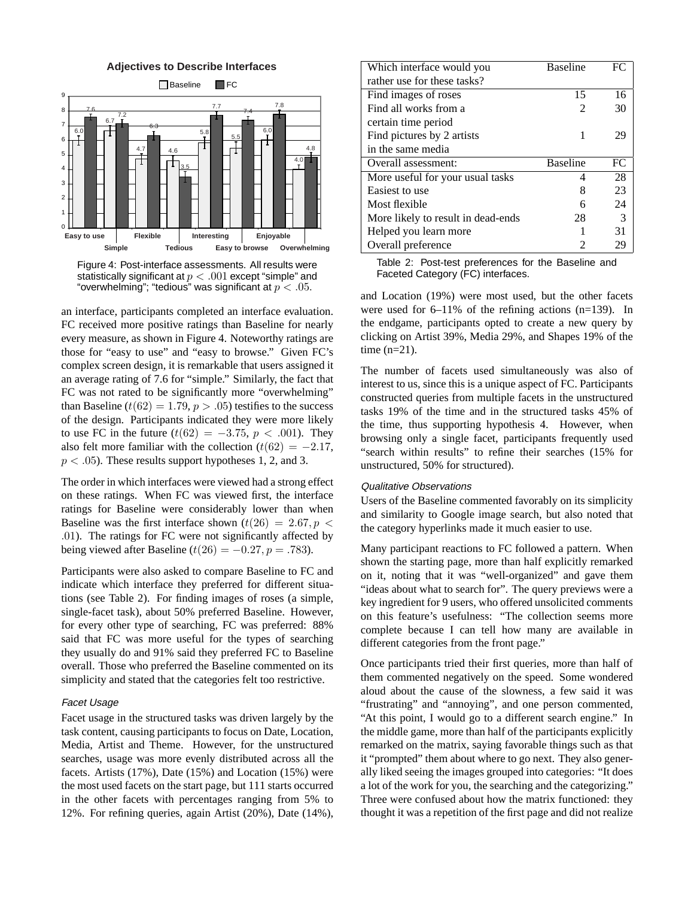**Adjectives to Describe Interfaces**

| | Baseline | FC |
|---|---|---|
| Easy to use | 6.0 | 7.6 |
| Simple | 6.7 | 7.2 |
| Flexible | 4.7 | 6.3 |
| Tedious | 4.6 | 3.5 |
| Interesting | 5.8 | 7.7 |
| Easy to browse | 5.5 | 7.4 |
| Enjoyable | 6.0 | 7.8 |
| Overwhelming | 4.0 | 4.8 |

Figure 4: Post-interface assessments. All results were statistically significant at $p < .001$ except "simple" and "overwhelming"; "tedious" was significant at $p < .05$.

an interface, participants completed an interface evaluation. FC received more positive ratings than Baseline for nearly every measure, as shown in Figure 4. Noteworthy ratings are those for "easy to use" and "easy to browse." Given FC's complex screen design, it is remarkable that users assigned it an average rating of 7.6 for "simple." Similarly, the fact that FC was not rated to be significantly more "overwhelming" than Baseline ($t(62) = 1.79$, $p > .05$) testifies to the success of the design. Participants indicated they were more likely to use FC in the future ($t(62) = -3.75$, $p < .001$). They also felt more familiar with the collection ($t(62) = -2.17$, $p < .05$). These results support hypotheses 1, 2, and 3.

The order in which interfaces were viewed had a strong effect on these ratings. When FC was viewed first, the interface ratings for Baseline were considerably lower than when Baseline was the first interface shown ($t(26) = 2.67, p < .01$). The ratings for FC were not significantly affected by being viewed after Baseline ($t(26) = -0.27, p = .783$).

Participants were also asked to compare Baseline to FC and indicate which interface they preferred for different situations (see Table 2). For finding images of roses (a simple, single-facet task), about 50% preferred Baseline. However, for every other type of searching, FC was preferred: 88% said that FC was more useful for the types of searching they usually do and 91% said they preferred FC to Baseline overall. Those who preferred the Baseline commented on its simplicity and stated that the categories felt too restrictive.

*Facet Usage*

Facet usage in the structured tasks was driven largely by the task content, causing participants to focus on Date, Location, Media, Artist and Theme. However, for the unstructured searches, usage was more evenly distributed across all the facets. Artists (17%), Date (15%) and Location (15%) were the most used facets on the start page, but 111 starts occurred in the other facets with percentages ranging from 5% to 12%. For refining queries, again Artist (20%), Date (14%), and Location (19%) were most used, but the other facets were used for 6–11% of the refining actions (n=139). In the endgame, participants opted to create a new query by clicking on Artist 39%, Media 29%, and Shapes 19% of the time (n=21).

| Which interface would you rather use for these tasks? | Baseline | FC |
|---|---|---|
| Find images of roses | 15 | 16 |
| Find all works from a certain time period | 2 | 30 |
| Find pictures by 2 artists in the same media | 1 | 29 |
| **Overall assessment:** | **Baseline** | **FC** |
| More useful for your usual tasks | 4 | 28 |
| Easiest to use | 8 | 23 |
| Most flexible | 6 | 24 |
| More likely to result in dead-ends | 28 | 3 |
| Helped you learn more | 1 | 31 |
| Overall preference | 2 | 29 |

Table 2: Post-test preferences for the Baseline and Faceted Category (FC) interfaces.

The number of facets used simultaneously was also of interest to us, since this is a unique aspect of FC. Participants constructed queries from multiple facets in the unstructured tasks 19% of the time and in the structured tasks 45% of the time, thus supporting hypothesis 4. However, when browsing only a single facet, participants frequently used "search within results" to refine their searches (15% for unstructured, 50% for structured).

*Qualitative Observations*

Users of the Baseline commented favorably on its simplicity and similarity to Google image search, but also noted that the category hyperlinks made it much easier to use.

Many participant reactions to FC followed a pattern. When shown the starting page, more than half explicitly remarked on it, noting that it was "well-organized" and gave them "ideas about what to search for". The query previews were a key ingredient for 9 users, who offered unsolicited comments on this feature's usefulness: "The collection seems more complete because I can tell how many are available in different categories from the front page."

Once participants tried their first queries, more than half of them commented negatively on the speed. Some wondered aloud about the cause of the slowness, a few said it was "frustrating" and "annoying", and one person commented, "At this point, I would go to a different search engine." In the middle game, more than half of the participants explicitly remarked on the matrix, saying favorable things such as that it "prompted" them about where to go next. They also generally liked seeing the images grouped into categories: "It does a lot of the work for you, the searching and the categorizing." Three were confused about how the matrix functioned: they thought it was a repetition of the first page and did not realize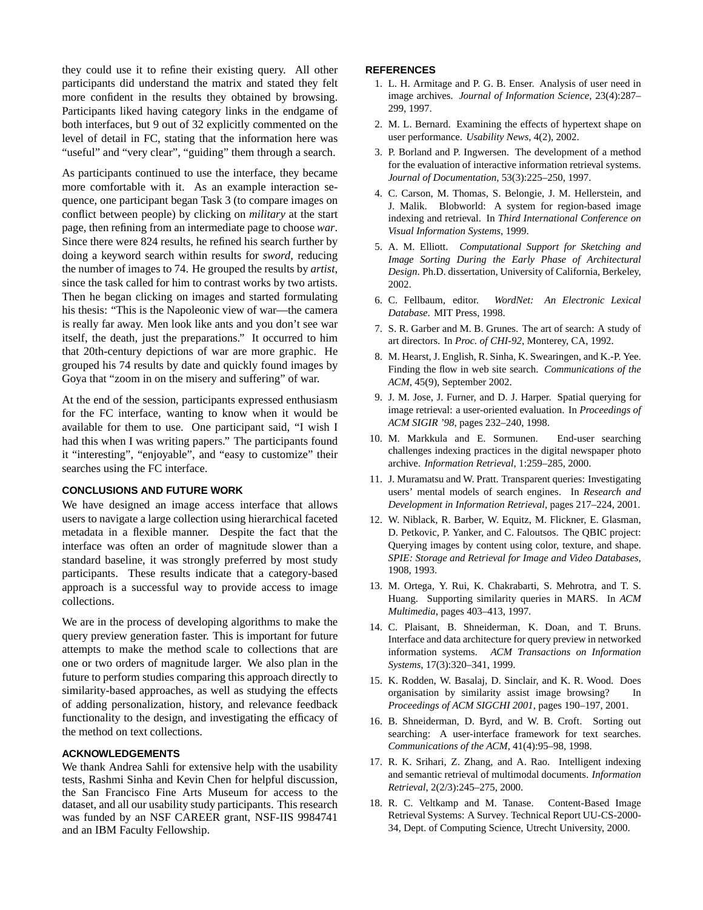they could use it to refine their existing query. All other participants did understand the matrix and stated they felt more confident in the results they obtained by browsing. Participants liked having category links in the endgame of both interfaces, but 9 out of 32 explicitly commented on the level of detail in FC, stating that the information here was "useful" and "very clear", "guiding" them through a search.

As participants continued to use the interface, they became more comfortable with it. As an example interaction sequence, one participant began Task 3 (to compare images on conflict between people) by clicking on *military* at the start page, then refining from an intermediate page to choose *war*. Since there were 824 results, he refined his search further by doing a keyword search within results for *sword*, reducing the number of images to 74. He grouped the results by *artist*, since the task called for him to contrast works by two artists. Then he began clicking on images and started formulating his thesis: "This is the Napoleonic view of war—the camera is really far away. Men look like ants and you don't see war itself, the death, just the preparations." It occurred to him that 20th-century depictions of war are more graphic. He grouped his 74 results by date and quickly found images by Goya that "zoom in on the misery and suffering" of war.

At the end of the session, participants expressed enthusiasm for the FC interface, wanting to know when it would be available for them to use. One participant said, "I wish I had this when I was writing papers." The participants found it "interesting", "enjoyable", and "easy to customize" their searches using the FC interface.

## CONCLUSIONS AND FUTURE WORK

We have designed an image access interface that allows users to navigate a large collection using hierarchical faceted metadata in a flexible manner. Despite the fact that the interface was often an order of magnitude slower than a standard baseline, it was strongly preferred by most study participants. These results indicate that a category-based approach is a successful way to provide access to image collections.

We are in the process of developing algorithms to make the query preview generation faster. This is important for future attempts to make the method scale to collections that are one or two orders of magnitude larger. We also plan in the future to perform studies comparing this approach directly to similarity-based approaches, as well as studying the effects of adding personalization, history, and relevance feedback functionality to the design, and investigating the efficacy of the method on text collections.

## ACKNOWLEDGEMENTS

We thank Andrea Sahli for extensive help with the usability tests, Rashmi Sinha and Kevin Chen for helpful discussion, the San Francisco Fine Arts Museum for access to the dataset, and all our usability study participants. This research was funded by an NSF CAREER grant, NSF-IIS 9984741 and an IBM Faculty Fellowship.

## REFERENCES

1. L. H. Armitage and P. G. B. Enser. Analysis of user need in image archives. *Journal of Information Science*, 23(4):287–299, 1997.
2. M. L. Bernard. Examining the effects of hypertext shape on user performance. *Usability News*, 4(2), 2002.
3. P. Borland and P. Ingwersen. The development of a method for the evaluation of interactive information retrieval systems. *Journal of Documentation*, 53(3):225–250, 1997.
4. C. Carson, M. Thomas, S. Belongie, J. M. Hellerstein, and J. Malik. Blobworld: A system for region-based image indexing and retrieval. In *Third International Conference on Visual Information Systems*, 1999.
5. A. M. Elliott. *Computational Support for Sketching and Image Sorting During the Early Phase of Architectural Design*. Ph.D. dissertation, University of California, Berkeley, 2002.
6. C. Fellbaum, editor. *WordNet: An Electronic Lexical Database*. MIT Press, 1998.
7. S. R. Garber and M. B. Grunes. The art of search: A study of art directors. In *Proc. of CHI-92*, Monterey, CA, 1992.
8. M. Hearst, J. English, R. Sinha, K. Swearingen, and K.-P. Yee. Finding the flow in web site search. *Communications of the ACM*, 45(9), September 2002.
9. J. M. Jose, J. Furner, and D. J. Harper. Spatial querying for image retrieval: a user-oriented evaluation. In *Proceedings of ACM SIGIR '98*, pages 232–240, 1998.
10. M. Markkula and E. Sormunen. End-user searching challenges indexing practices in the digital newspaper photo archive. *Information Retrieval*, 1:259–285, 2000.
11. J. Muramatsu and W. Pratt. Transparent queries: Investigating users' mental models of search engines. In *Research and Development in Information Retrieval*, pages 217–224, 2001.
12. W. Niblack, R. Barber, W. Equitz, M. Flickner, E. Glasman, D. Petkovic, P. Yanker, and C. Faloutsos. The QBIC project: Querying images by content using color, texture, and shape. *SPIE: Storage and Retrieval for Image and Video Databases*, 1908, 1993.
13. M. Ortega, Y. Rui, K. Chakrabarti, S. Mehrotra, and T. S. Huang. Supporting similarity queries in MARS. In *ACM Multimedia*, pages 403–413, 1997.
14. C. Plaisant, B. Shneiderman, K. Doan, and T. Bruns. Interface and data architecture for query preview in networked information systems. *ACM Transactions on Information Systems*, 17(3):320–341, 1999.
15. K. Rodden, W. Basalaj, D. Sinclair, and K. R. Wood. Does organisation by similarity assist image browsing? In *Proceedings of ACM SIGCHI 2001*, pages 190–197, 2001.
16. B. Shneiderman, D. Byrd, and W. B. Croft. Sorting out searching: A user-interface framework for text searches. *Communications of the ACM*, 41(4):95–98, 1998.
17. R. K. Srihari, Z. Zhang, and A. Rao. Intelligent indexing and semantic retrieval of multimodal documents. *Information Retrieval*, 2(2/3):245–275, 2000.
18. R. C. Veltkamp and M. Tanase. Content-Based Image Retrieval Systems: A Survey. Technical Report UU-CS-2000-34, Dept. of Computing Science, Utrecht University, 2000.